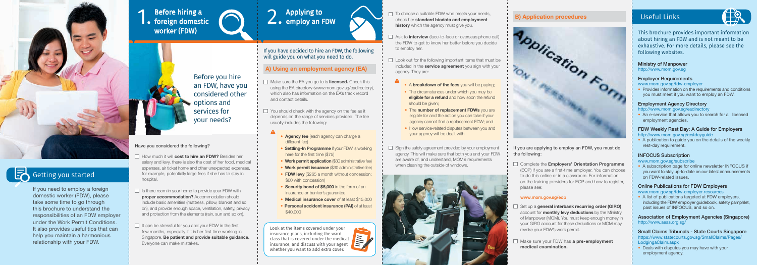## Getting you started

If you need to employ a foreign domestic worker (FDW), please take some time to go through this brochure to understand the responsibilities of an FDW employer under the Work Permit Conditions. It also provides useful tips that can help you maintain a harmonious relationship with your FDW.

# 1. Before hiring a foreign domestic worker (FDW)

Before you hire an FDW, have you considered other options and services for your needs?

**Have you considered the following?**

- ☐ How much it will **cost to hire an FDW?** Besides her salary and levy, there is also the cost of her food, medical expenses, air ticket home and other unexpected expenses, for example, potentially large fees if she has to stay in hospital.
- ☐ Is there room in your home to provide your FDW with **proper accommodation?** Accommodation should include basic amenities (mattress, pillow, blanket and so on), and provide enough space, ventilation, safety, privacy and protection from the elements (rain, sun and so on).
- ☐ It can be stressful for you and your FDW in the first few months, especially if it is her first time working in Singapore. **Be patient and provide suitable guidance.** Everyone can make mistakes.

# 2. Applying to employ an FDW

If you have decided to hire an FDW, the following will guide you on what you need to do.

## A) Using an employment agency (EA)

- ☐ Make sure the EA you go to is **licensed.** Check this using the EA directory (www.mom.gov.sg/eadirectory), which also has information on the EA's track record and contact details.
- ☐ You should check with the agency on the fee as it depends on the range of services provided. The fee usually includes the following:
  - **Agency fee** (each agency can charge a different fee)
  - **Settling-In Programme** if your FDW is working here for the first time ($75)
  - **Work permit application** ($30 administrative fee)
  - **Work permit issuance** ($30 administrative fee)
  - **FDW levy** ($265 a month without concession; $60 with concession)
  - **Security bond of $5,000** in the form of an insurance or banker's guarantee
  - **Medical insurance cover** of at least $15,000
  - **Personal accident insurance (PAI)** of at least $40,000

Look at the items covered under your insurance plans, including the ward class that is covered under the medical insurance, and discuss with your agent whether you want to add extra cover.

- ☐ To choose a suitable FDW who meets your needs, check her **standard biodata and employment history** which the agency must give you.
- ☐ Ask to **interview** (face-to-face or overseas phone call) the FDW to get to know her better before you decide to employ her.
- ☐ Look out for the following important items that must be included in the **service agreement** you sign with your agency. They are:
  - A **breakdown of the fees** you will be paying;
  - The circumstances under which you may be **eligible for a refund** and how soon the refund should be given;
  - The **number of replacement FDWs** you are eligible for and the action you can take if your agency cannot find a replacement FDW; and
  - How service-related disputes between you and your agency will be dealt with.
- ☐ Sign the safety agreement provided by your employment agency. This will make sure that both you and your FDW are aware of, and understand, MOM's requirements when cleaning the outside of windows.

## B) Application procedures

**If you are applying to employ an FDW, you must do the following:**

- ☐ Complete the **Employers' Orientation Programme** (EOP) if you are a first-time employer. You can choose to do this online or in a classroom. For information on the training providers for EOP and how to register, please see:

  **www.mom.gov.sg/eop**

- ☐ Set up a **general interbank recurring order (GIRO)** account for **monthly levy deductions** by the Ministry of Manpower (MOM). You must keep enough money in your GIRO account for these deductions or MOM may revoke your FDW's work permit.
- ☐ Make sure your FDW has **a pre-employment medical examination.**

## Useful Links

This brochure provides important information about hiring an FDW and is not meant to be exhaustive. For more details, please see the following websites.

**Ministry of Manpower**
http://www.mom.gov.sg

**Employer Requirements**
www.mom.gov.sg/fdw-employer
- Provides information on the requirements and conditions you must meet if you want to employ an FDW.

**Employment Agency Directory**
http://www.mom.gov.sg/eadirectory
- An e-service that allows you to search for all licensed employment agencies.

**FDW Weekly Rest Day: A Guide for Employers**
http://www.mom.gov.sg/restdayguide
- A publication to guide you on the details of the weekly rest-day requirement.

**INFOCUS Subscription**
www.mom.gov.sg/subscribe
- A subscription page for online newsletter INFOCUS if you want to stay up-to-date on our latest announcements on FDW-related issues.

**Online Publications for FDW Employers**
www.mom.gov.sg/fdw-employer-resources
- A list of publications targeted at FDW employers, including the FDW employer guidebook, safety pamphlet, past issues of INFOCUS, and so on.

**Association of Employment Agencies (Singapore)**
http://www.aeas.org.sg/

**Small Claims Tribunals - State Courts Singapore**
https://www.statecourts.gov.sg/SmallClaims/Pages/LodgingaClaim.aspx
- Deals with disputes you may have with your employment agency.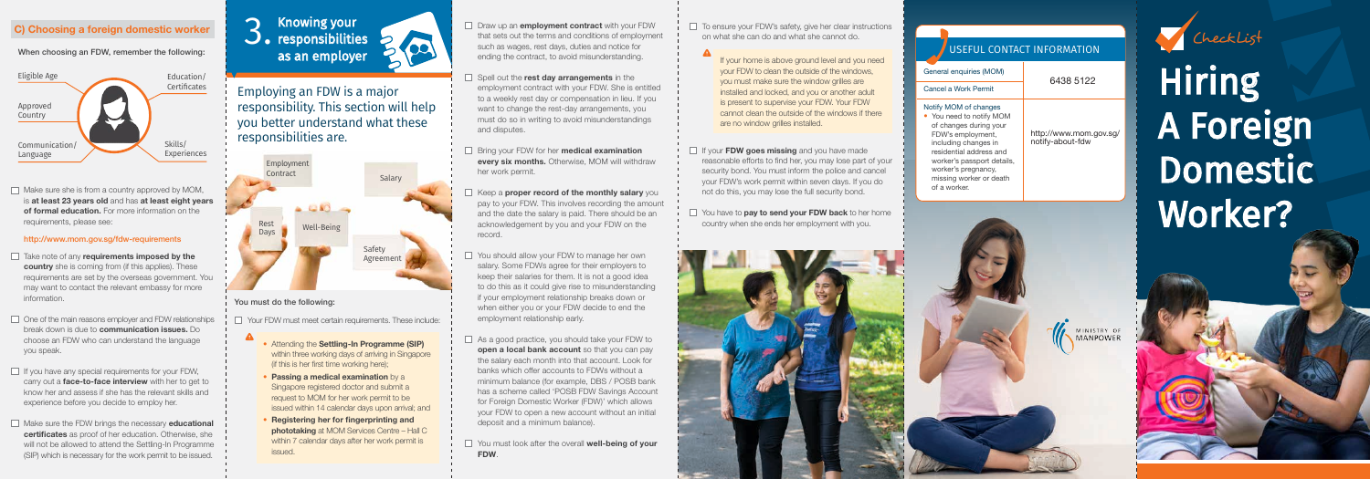## C) Choosing a foreign domestic worker

**When choosing an FDW, remember the following:**

Eligible Age

Education/ Certificates

Approved Country

Communication/ Language

Skills/ Experiences

- ☐ Make sure she is from a country approved by MOM, is **at least 23 years old** and has **at least eight years of formal education.** For more information on the requirements, please see:

  **http://www.mom.gov.sg/fdw-requirements**

- ☐ Take note of any **requirements imposed by the country** she is coming from (if this applies). These requirements are set by the overseas government. You may want to contact the relevant embassy for more information.
- ☐ One of the main reasons employer and FDW relationships break down is due to **communication issues.** Do choose an FDW who can understand the language you speak.
- ☐ If you have any special requirements for your FDW, carry out a **face-to-face interview** with her to get to know her and assess if she has the relevant skills and experience before you decide to employ her.
- ☐ Make sure the FDW brings the necessary **educational certificates** as proof of her education. Otherwise, she will not be allowed to attend the Settling-In Programme (SIP) which is necessary for the work permit to be issued.

# 3. Knowing your responsibilities as an employer

Employing an FDW is a major responsibility. This section will help you better understand what these responsibilities are.

Employment Contract

Salary

Rest Days

Well-Being

Safety Agreement

**You must do the following:**

- ☐ Your FDW must meet certain requirements. These include:
  - Attending the **Settling-In Programme (SIP)** within three working days of arriving in Singapore (if this is her first time working here);
  - **Passing a medical examination** by a Singapore registered doctor and submit a request to MOM for her work permit to be issued within 14 calendar days upon arrival; and
  - **Registering her for fingerprinting and phototaking** at MOM Services Centre – Hall C within 7 calendar days after her work permit is issued.
- ☐ Draw up an **employment contract** with your FDW that sets out the terms and conditions of employment such as wages, rest days, duties and notice for ending the contract, to avoid misunderstanding.
- ☐ Spell out the **rest day arrangements** in the employment contract with your FDW. She is entitled to a weekly rest day or compensation in lieu. If you want to change the rest-day arrangements, you must do so in writing to avoid misunderstandings and disputes.
- ☐ Bring your FDW for her **medical examination every six months.** Otherwise, MOM will withdraw her work permit.
- ☐ Keep a **proper record of the monthly salary** you pay to your FDW. This involves recording the amount and the date the salary is paid. There should be an acknowledgement by you and your FDW on the record.
- ☐ You should allow your FDW to manage her own salary. Some FDWs agree for their employers to keep their salaries for them. It is not a good idea to do this as it could give rise to misunderstanding if your employment relationship breaks down or when either you or your FDW decide to end the employment relationship early.
- ☐ As a good practice, you should take your FDW to **open a local bank account** so that you can pay the salary each month into that account. Look for banks which offer accounts to FDWs without a minimum balance (for example, DBS / POSB bank has a scheme called 'POSB FDW Savings Account for Foreign Domestic Worker (FDW)' which allows your FDW to open a new account without an initial deposit and a minimum balance).
- ☐ You must look after the overall **well-being of your FDW**.
- ☐ To ensure your FDW's safety, give her clear instructions on what she can do and what she cannot do.

  If your home is above ground level and you need your FDW to clean the outside of the windows, you must make sure the window grilles are installed and locked, and you or another adult is present to supervise your FDW. Your FDW cannot clean the outside of the windows if there are no window grilles installed.

- ☐ If your **FDW goes missing** and you have made reasonable efforts to find her, you may lose part of your security bond. You must inform the police and cancel your FDW's work permit within seven days. If you do not do this, you may lose the full security bond.
- ☐ You have to **pay to send your FDW back** to her home country when she ends her employment with you.

## USEFUL CONTACT INFORMATION

| | |
|---|---|
| General enquiries (MOM)<br>Cancel a Work Permit | 6438 5122 |
| Notify MOM of changes<br>• You need to notify MOM of changes during your FDW's employment, including changes in residential address and worker's passport details, worker's pregnancy, missing worker or death of a worker. | http://www.mom.gov.sg/notify-about-fdw |

MINISTRY OF MANPOWER

Checklist

# Hiring A Foreign Domestic Worker?